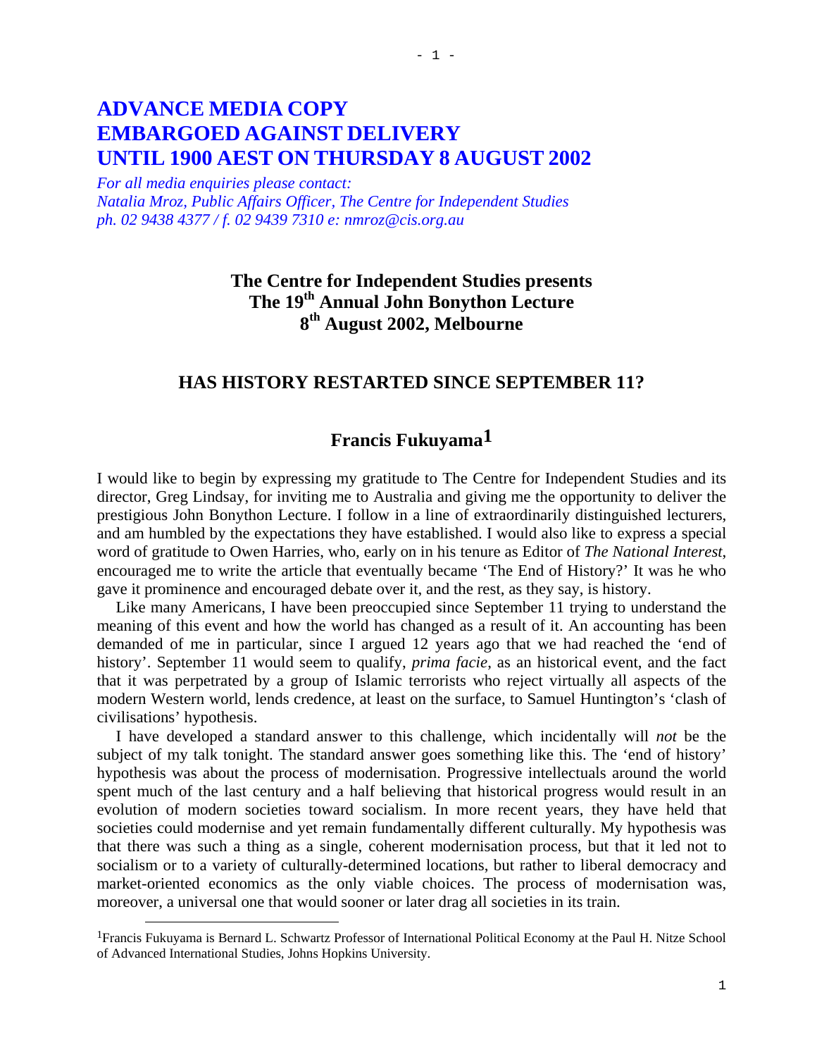# ADVANCE MEDIA COPY EMBARGOED AGAINST DELIVERY UNTIL 1900 AEST ON THURSDAY 8 AUGUST 2002

*For all media enquiries please contact:*
*Natalia Mroz, Public Affairs Officer, The Centre for Independent Studies*
*ph. 02 9438 4377 / f. 02 9439 7310 e: nmroz@cis.org.au*

**The Centre for Independent Studies presents**
**The 19th Annual John Bonython Lecture**
**8th August 2002, Melbourne**

## HAS HISTORY RESTARTED SINCE SEPTEMBER 11?

### Francis Fukuyama[1]

I would like to begin by expressing my gratitude to The Centre for Independent Studies and its director, Greg Lindsay, for inviting me to Australia and giving me the opportunity to deliver the prestigious John Bonython Lecture. I follow in a line of extraordinarily distinguished lecturers, and am humbled by the expectations they have established. I would also like to express a special word of gratitude to Owen Harries, who, early on in his tenure as Editor of *The National Interest*, encouraged me to write the article that eventually became 'The End of History?' It was he who gave it prominence and encouraged debate over it, and the rest, as they say, is history.

Like many Americans, I have been preoccupied since September 11 trying to understand the meaning of this event and how the world has changed as a result of it. An accounting has been demanded of me in particular, since I argued 12 years ago that we had reached the 'end of history'. September 11 would seem to qualify, *prima facie*, as an historical event, and the fact that it was perpetrated by a group of Islamic terrorists who reject virtually all aspects of the modern Western world, lends credence, at least on the surface, to Samuel Huntington's 'clash of civilisations' hypothesis.

I have developed a standard answer to this challenge, which incidentally will *not* be the subject of my talk tonight. The standard answer goes something like this. The 'end of history' hypothesis was about the process of modernisation. Progressive intellectuals around the world spent much of the last century and a half believing that historical progress would result in an evolution of modern societies toward socialism. In more recent years, they have held that societies could modernise and yet remain fundamentally different culturally. My hypothesis was that there was such a thing as a single, coherent modernisation process, but that it led not to socialism or to a variety of culturally-determined locations, but rather to liberal democracy and market-oriented economics as the only viable choices. The process of modernisation was, moreover, a universal one that would sooner or later drag all societies in its train.

[1] Francis Fukuyama is Bernard L. Schwartz Professor of International Political Economy at the Paul H. Nitze School of Advanced International Studies, Johns Hopkins University.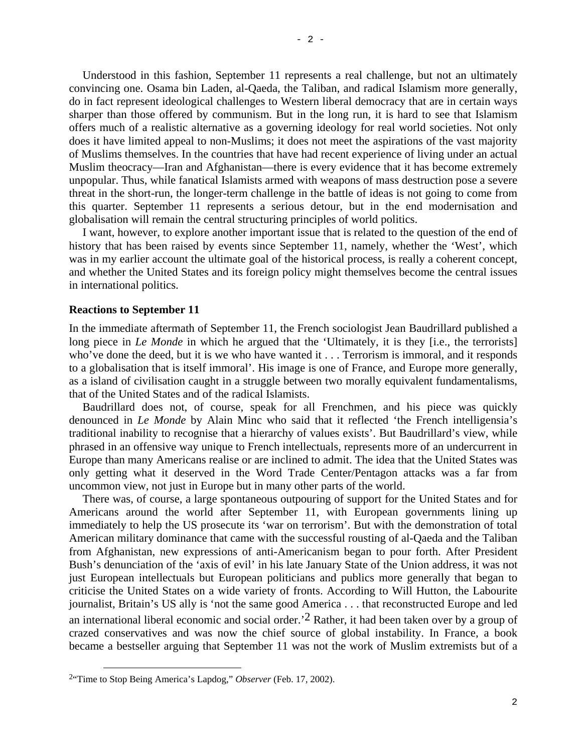Understood in this fashion, September 11 represents a real challenge, but not an ultimately convincing one. Osama bin Laden, al-Qaeda, the Taliban, and radical Islamism more generally, do in fact represent ideological challenges to Western liberal democracy that are in certain ways sharper than those offered by communism. But in the long run, it is hard to see that Islamism offers much of a realistic alternative as a governing ideology for real world societies. Not only does it have limited appeal to non-Muslims; it does not meet the aspirations of the vast majority of Muslims themselves. In the countries that have had recent experience of living under an actual Muslim theocracy—Iran and Afghanistan—there is every evidence that it has become extremely unpopular. Thus, while fanatical Islamists armed with weapons of mass destruction pose a severe threat in the short-run, the longer-term challenge in the battle of ideas is not going to come from this quarter. September 11 represents a serious detour, but in the end modernisation and globalisation will remain the central structuring principles of world politics.

I want, however, to explore another important issue that is related to the question of the end of history that has been raised by events since September 11, namely, whether the 'West', which was in my earlier account the ultimate goal of the historical process, is really a coherent concept, and whether the United States and its foreign policy might themselves become the central issues in international politics.

**Reactions to September 11**

In the immediate aftermath of September 11, the French sociologist Jean Baudrillard published a long piece in *Le Monde* in which he argued that the 'Ultimately, it is they [i.e., the terrorists] who've done the deed, but it is we who have wanted it . . . Terrorism is immoral, and it responds to a globalisation that is itself immoral'. His image is one of France, and Europe more generally, as a island of civilisation caught in a struggle between two morally equivalent fundamentalisms, that of the United States and of the radical Islamists.

Baudrillard does not, of course, speak for all Frenchmen, and his piece was quickly denounced in *Le Monde* by Alain Minc who said that it reflected 'the French intelligensia's traditional inability to recognise that a hierarchy of values exists'. But Baudrillard's view, while phrased in an offensive way unique to French intellectuals, represents more of an undercurrent in Europe than many Americans realise or are inclined to admit. The idea that the United States was only getting what it deserved in the Word Trade Center/Pentagon attacks was a far from uncommon view, not just in Europe but in many other parts of the world.

There was, of course, a large spontaneous outpouring of support for the United States and for Americans around the world after September 11, with European governments lining up immediately to help the US prosecute its 'war on terrorism'. But with the demonstration of total American military dominance that came with the successful rousting of al-Qaeda and the Taliban from Afghanistan, new expressions of anti-Americanism began to pour forth. After President Bush's denunciation of the 'axis of evil' in his late January State of the Union address, it was not just European intellectuals but European politicians and publics more generally that began to criticise the United States on a wide variety of fronts. According to Will Hutton, the Labourite journalist, Britain's US ally is 'not the same good America . . . that reconstructed Europe and led an international liberal economic and social order.'[2] Rather, it had been taken over by a group of crazed conservatives and was now the chief source of global instability. In France, a book became a bestseller arguing that September 11 was not the work of Muslim extremists but of a

[2] "Time to Stop Being America's Lapdog," *Observer* (Feb. 17, 2002).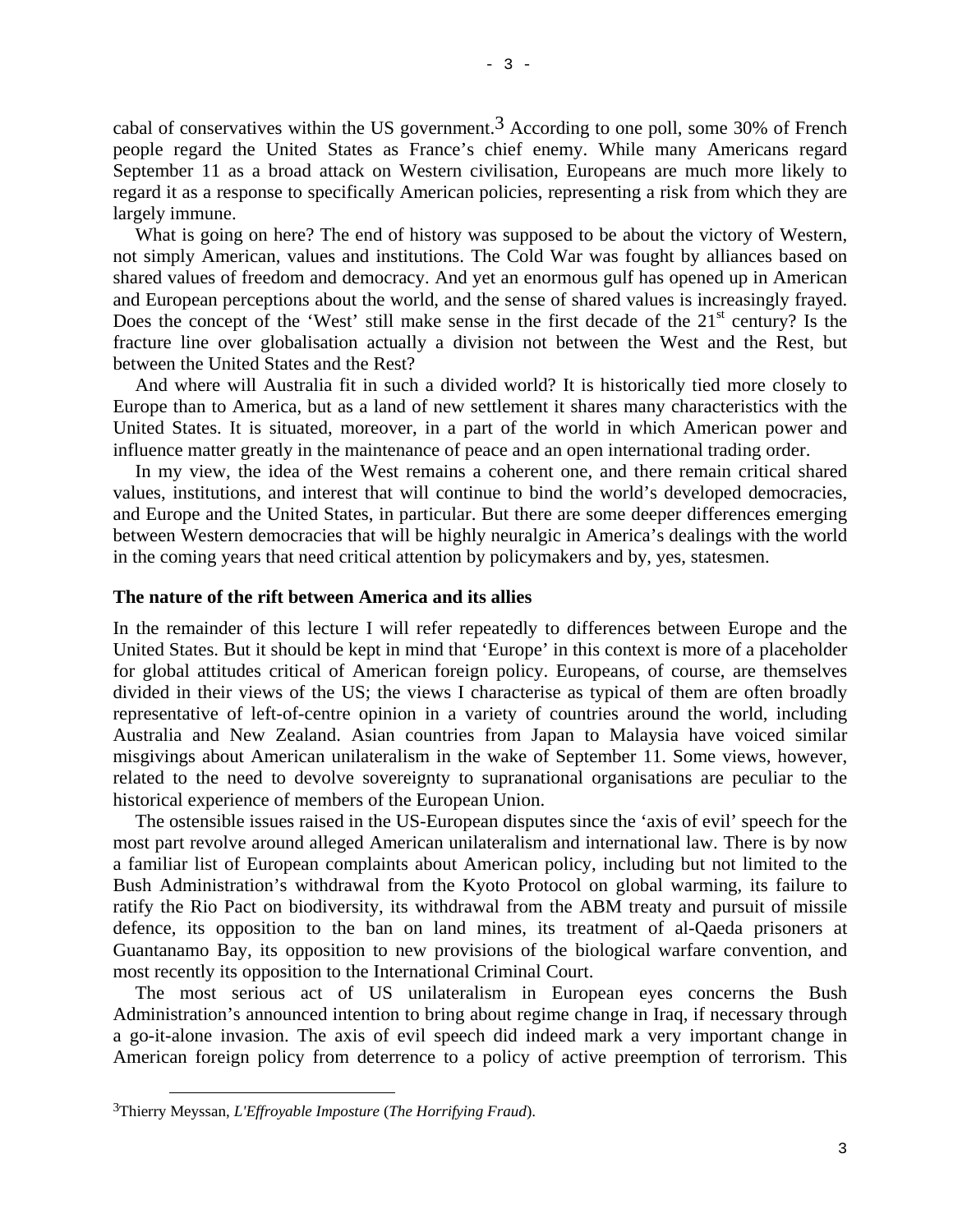cabal of conservatives within the US government.[3] According to one poll, some 30% of French people regard the United States as France's chief enemy. While many Americans regard September 11 as a broad attack on Western civilisation, Europeans are much more likely to regard it as a response to specifically American policies, representing a risk from which they are largely immune.

What is going on here? The end of history was supposed to be about the victory of Western, not simply American, values and institutions. The Cold War was fought by alliances based on shared values of freedom and democracy. And yet an enormous gulf has opened up in American and European perceptions about the world, and the sense of shared values is increasingly frayed. Does the concept of the 'West' still make sense in the first decade of the 21st century? Is the fracture line over globalisation actually a division not between the West and the Rest, but between the United States and the Rest?

And where will Australia fit in such a divided world? It is historically tied more closely to Europe than to America, but as a land of new settlement it shares many characteristics with the United States. It is situated, moreover, in a part of the world in which American power and influence matter greatly in the maintenance of peace and an open international trading order.

In my view, the idea of the West remains a coherent one, and there remain critical shared values, institutions, and interest that will continue to bind the world's developed democracies, and Europe and the United States, in particular. But there are some deeper differences emerging between Western democracies that will be highly neuralgic in America's dealings with the world in the coming years that need critical attention by policymakers and by, yes, statesmen.

**The nature of the rift between America and its allies**

In the remainder of this lecture I will refer repeatedly to differences between Europe and the United States. But it should be kept in mind that 'Europe' in this context is more of a placeholder for global attitudes critical of American foreign policy. Europeans, of course, are themselves divided in their views of the US; the views I characterise as typical of them are often broadly representative of left-of-centre opinion in a variety of countries around the world, including Australia and New Zealand. Asian countries from Japan to Malaysia have voiced similar misgivings about American unilateralism in the wake of September 11. Some views, however, related to the need to devolve sovereignty to supranational organisations are peculiar to the historical experience of members of the European Union.

The ostensible issues raised in the US-European disputes since the 'axis of evil' speech for the most part revolve around alleged American unilateralism and international law. There is by now a familiar list of European complaints about American policy, including but not limited to the Bush Administration's withdrawal from the Kyoto Protocol on global warming, its failure to ratify the Rio Pact on biodiversity, its withdrawal from the ABM treaty and pursuit of missile defence, its opposition to the ban on land mines, its treatment of al-Qaeda prisoners at Guantanamo Bay, its opposition to new provisions of the biological warfare convention, and most recently its opposition to the International Criminal Court.

The most serious act of US unilateralism in European eyes concerns the Bush Administration's announced intention to bring about regime change in Iraq, if necessary through a go-it-alone invasion. The axis of evil speech did indeed mark a very important change in American foreign policy from deterrence to a policy of active preemption of terrorism. This

---

[3] Thierry Meyssan, *L'Effroyable Imposture* (*The Horrifying Fraud*).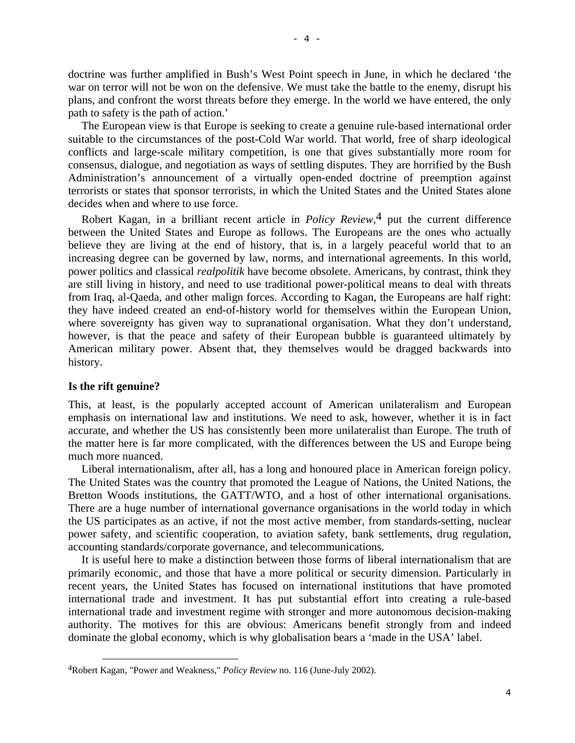doctrine was further amplified in Bush's West Point speech in June, in which he declared 'the war on terror will not be won on the defensive. We must take the battle to the enemy, disrupt his plans, and confront the worst threats before they emerge. In the world we have entered, the only path to safety is the path of action.'

The European view is that Europe is seeking to create a genuine rule-based international order suitable to the circumstances of the post-Cold War world. That world, free of sharp ideological conflicts and large-scale military competition, is one that gives substantially more room for consensus, dialogue, and negotiation as ways of settling disputes. They are horrified by the Bush Administration's announcement of a virtually open-ended doctrine of preemption against terrorists or states that sponsor terrorists, in which the United States and the United States alone decides when and where to use force.

Robert Kagan, in a brilliant recent article in *Policy Review*,[4] put the current difference between the United States and Europe as follows. The Europeans are the ones who actually believe they are living at the end of history, that is, in a largely peaceful world that to an increasing degree can be governed by law, norms, and international agreements. In this world, power politics and classical *realpolitik* have become obsolete. Americans, by contrast, think they are still living in history, and need to use traditional power-political means to deal with threats from Iraq, al-Qaeda, and other malign forces. According to Kagan, the Europeans are half right: they have indeed created an end-of-history world for themselves within the European Union, where sovereignty has given way to supranational organisation. What they don't understand, however, is that the peace and safety of their European bubble is guaranteed ultimately by American military power. Absent that, they themselves would be dragged backwards into history.

**Is the rift genuine?**

This, at least, is the popularly accepted account of American unilateralism and European emphasis on international law and institutions. We need to ask, however, whether it is in fact accurate, and whether the US has consistently been more unilateralist than Europe. The truth of the matter here is far more complicated, with the differences between the US and Europe being much more nuanced.

Liberal internationalism, after all, has a long and honoured place in American foreign policy. The United States was the country that promoted the League of Nations, the United Nations, the Bretton Woods institutions, the GATT/WTO, and a host of other international organisations. There are a huge number of international governance organisations in the world today in which the US participates as an active, if not the most active member, from standards-setting, nuclear power safety, and scientific cooperation, to aviation safety, bank settlements, drug regulation, accounting standards/corporate governance, and telecommunications.

It is useful here to make a distinction between those forms of liberal internationalism that are primarily economic, and those that have a more political or security dimension. Particularly in recent years, the United States has focused on international institutions that have promoted international trade and investment. It has put substantial effort into creating a rule-based international trade and investment regime with stronger and more autonomous decision-making authority. The motives for this are obvious: Americans benefit strongly from and indeed dominate the global economy, which is why globalisation bears a 'made in the USA' label.

---

[4] Robert Kagan, "Power and Weakness," *Policy Review* no. 116 (June-July 2002).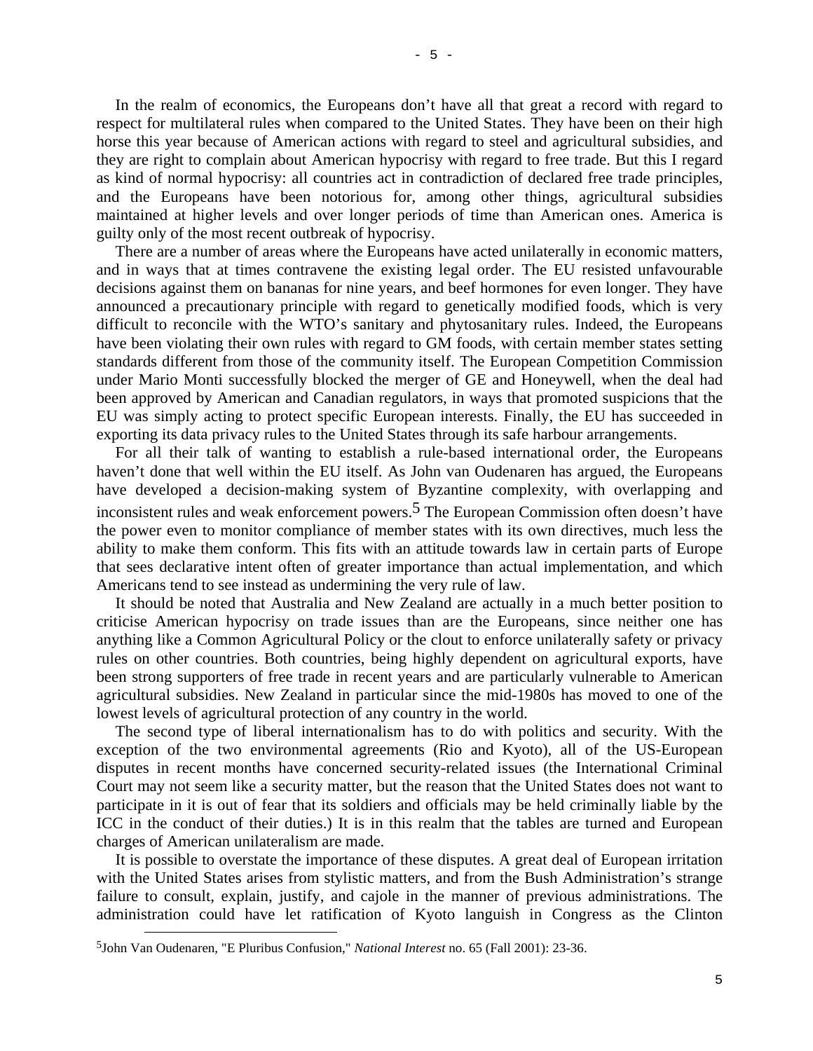In the realm of economics, the Europeans don't have all that great a record with regard to respect for multilateral rules when compared to the United States. They have been on their high horse this year because of American actions with regard to steel and agricultural subsidies, and they are right to complain about American hypocrisy with regard to free trade. But this I regard as kind of normal hypocrisy: all countries act in contradiction of declared free trade principles, and the Europeans have been notorious for, among other things, agricultural subsidies maintained at higher levels and over longer periods of time than American ones. America is guilty only of the most recent outbreak of hypocrisy.

There are a number of areas where the Europeans have acted unilaterally in economic matters, and in ways that at times contravene the existing legal order. The EU resisted unfavourable decisions against them on bananas for nine years, and beef hormones for even longer. They have announced a precautionary principle with regard to genetically modified foods, which is very difficult to reconcile with the WTO's sanitary and phytosanitary rules. Indeed, the Europeans have been violating their own rules with regard to GM foods, with certain member states setting standards different from those of the community itself. The European Competition Commission under Mario Monti successfully blocked the merger of GE and Honeywell, when the deal had been approved by American and Canadian regulators, in ways that promoted suspicions that the EU was simply acting to protect specific European interests. Finally, the EU has succeeded in exporting its data privacy rules to the United States through its safe harbour arrangements.

For all their talk of wanting to establish a rule-based international order, the Europeans haven't done that well within the EU itself. As John van Oudenaren has argued, the Europeans have developed a decision-making system of Byzantine complexity, with overlapping and inconsistent rules and weak enforcement powers.[5] The European Commission often doesn't have the power even to monitor compliance of member states with its own directives, much less the ability to make them conform. This fits with an attitude towards law in certain parts of Europe that sees declarative intent often of greater importance than actual implementation, and which Americans tend to see instead as undermining the very rule of law.

It should be noted that Australia and New Zealand are actually in a much better position to criticise American hypocrisy on trade issues than are the Europeans, since neither one has anything like a Common Agricultural Policy or the clout to enforce unilaterally safety or privacy rules on other countries. Both countries, being highly dependent on agricultural exports, have been strong supporters of free trade in recent years and are particularly vulnerable to American agricultural subsidies. New Zealand in particular since the mid-1980s has moved to one of the lowest levels of agricultural protection of any country in the world.

The second type of liberal internationalism has to do with politics and security. With the exception of the two environmental agreements (Rio and Kyoto), all of the US-European disputes in recent months have concerned security-related issues (the International Criminal Court may not seem like a security matter, but the reason that the United States does not want to participate in it is out of fear that its soldiers and officials may be held criminally liable by the ICC in the conduct of their duties.) It is in this realm that the tables are turned and European charges of American unilateralism are made.

It is possible to overstate the importance of these disputes. A great deal of European irritation with the United States arises from stylistic matters, and from the Bush Administration's strange failure to consult, explain, justify, and cajole in the manner of previous administrations. The administration could have let ratification of Kyoto languish in Congress as the Clinton

[5] John Van Oudenaren, "E Pluribus Confusion," *National Interest* no. 65 (Fall 2001): 23-36.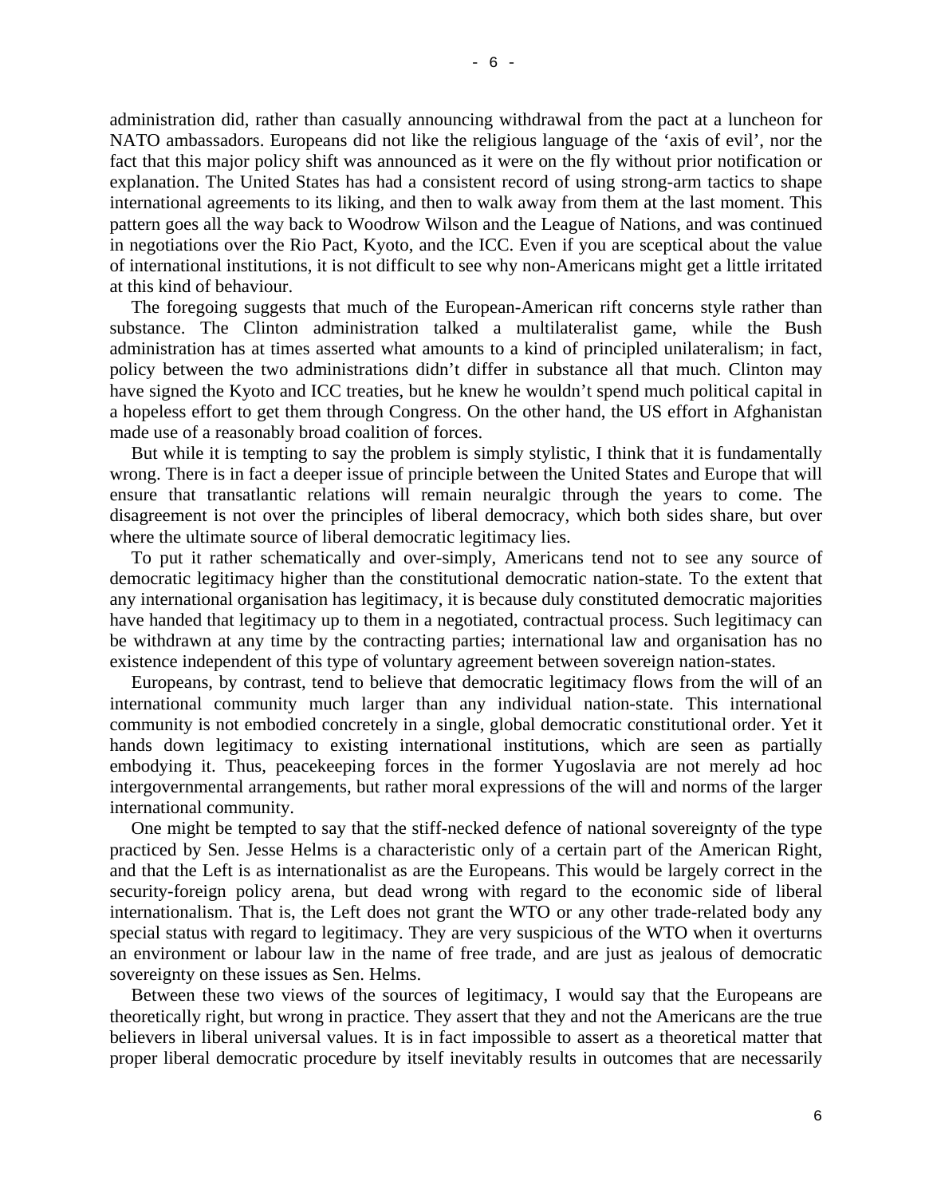administration did, rather than casually announcing withdrawal from the pact at a luncheon for NATO ambassadors. Europeans did not like the religious language of the 'axis of evil', nor the fact that this major policy shift was announced as it were on the fly without prior notification or explanation. The United States has had a consistent record of using strong-arm tactics to shape international agreements to its liking, and then to walk away from them at the last moment. This pattern goes all the way back to Woodrow Wilson and the League of Nations, and was continued in negotiations over the Rio Pact, Kyoto, and the ICC. Even if you are sceptical about the value of international institutions, it is not difficult to see why non-Americans might get a little irritated at this kind of behaviour.

The foregoing suggests that much of the European-American rift concerns style rather than substance. The Clinton administration talked a multilateralist game, while the Bush administration has at times asserted what amounts to a kind of principled unilateralism; in fact, policy between the two administrations didn't differ in substance all that much. Clinton may have signed the Kyoto and ICC treaties, but he knew he wouldn't spend much political capital in a hopeless effort to get them through Congress. On the other hand, the US effort in Afghanistan made use of a reasonably broad coalition of forces.

But while it is tempting to say the problem is simply stylistic, I think that it is fundamentally wrong. There is in fact a deeper issue of principle between the United States and Europe that will ensure that transatlantic relations will remain neuralgic through the years to come. The disagreement is not over the principles of liberal democracy, which both sides share, but over where the ultimate source of liberal democratic legitimacy lies.

To put it rather schematically and over-simply, Americans tend not to see any source of democratic legitimacy higher than the constitutional democratic nation-state. To the extent that any international organisation has legitimacy, it is because duly constituted democratic majorities have handed that legitimacy up to them in a negotiated, contractual process. Such legitimacy can be withdrawn at any time by the contracting parties; international law and organisation has no existence independent of this type of voluntary agreement between sovereign nation-states.

Europeans, by contrast, tend to believe that democratic legitimacy flows from the will of an international community much larger than any individual nation-state. This international community is not embodied concretely in a single, global democratic constitutional order. Yet it hands down legitimacy to existing international institutions, which are seen as partially embodying it. Thus, peacekeeping forces in the former Yugoslavia are not merely ad hoc intergovernmental arrangements, but rather moral expressions of the will and norms of the larger international community.

One might be tempted to say that the stiff-necked defence of national sovereignty of the type practiced by Sen. Jesse Helms is a characteristic only of a certain part of the American Right, and that the Left is as internationalist as are the Europeans. This would be largely correct in the security-foreign policy arena, but dead wrong with regard to the economic side of liberal internationalism. That is, the Left does not grant the WTO or any other trade-related body any special status with regard to legitimacy. They are very suspicious of the WTO when it overturns an environment or labour law in the name of free trade, and are just as jealous of democratic sovereignty on these issues as Sen. Helms.

Between these two views of the sources of legitimacy, I would say that the Europeans are theoretically right, but wrong in practice. They assert that they and not the Americans are the true believers in liberal universal values. It is in fact impossible to assert as a theoretical matter that proper liberal democratic procedure by itself inevitably results in outcomes that are necessarily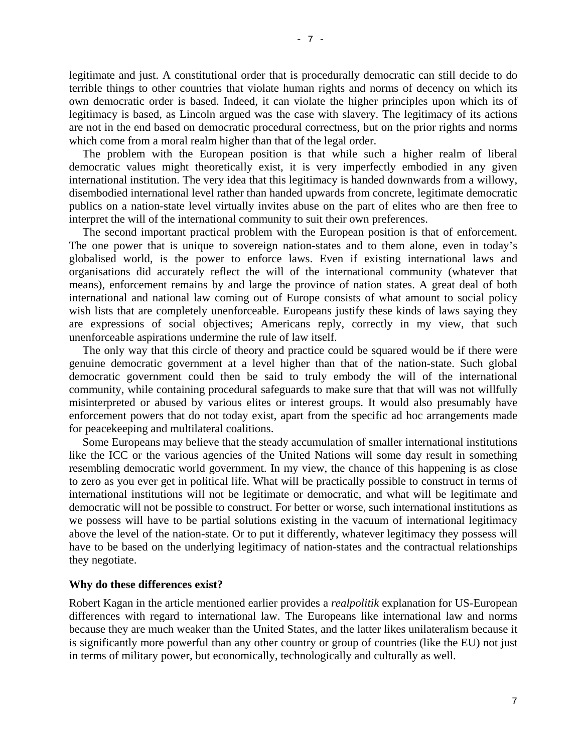legitimate and just. A constitutional order that is procedurally democratic can still decide to do terrible things to other countries that violate human rights and norms of decency on which its own democratic order is based. Indeed, it can violate the higher principles upon which its of legitimacy is based, as Lincoln argued was the case with slavery. The legitimacy of its actions are not in the end based on democratic procedural correctness, but on the prior rights and norms which come from a moral realm higher than that of the legal order.

The problem with the European position is that while such a higher realm of liberal democratic values might theoretically exist, it is very imperfectly embodied in any given international institution. The very idea that this legitimacy is handed downwards from a willowy, disembodied international level rather than handed upwards from concrete, legitimate democratic publics on a nation-state level virtually invites abuse on the part of elites who are then free to interpret the will of the international community to suit their own preferences.

The second important practical problem with the European position is that of enforcement. The one power that is unique to sovereign nation-states and to them alone, even in today's globalised world, is the power to enforce laws. Even if existing international laws and organisations did accurately reflect the will of the international community (whatever that means), enforcement remains by and large the province of nation states. A great deal of both international and national law coming out of Europe consists of what amount to social policy wish lists that are completely unenforceable. Europeans justify these kinds of laws saying they are expressions of social objectives; Americans reply, correctly in my view, that such unenforceable aspirations undermine the rule of law itself.

The only way that this circle of theory and practice could be squared would be if there were genuine democratic government at a level higher than that of the nation-state. Such global democratic government could then be said to truly embody the will of the international community, while containing procedural safeguards to make sure that that will was not willfully misinterpreted or abused by various elites or interest groups. It would also presumably have enforcement powers that do not today exist, apart from the specific ad hoc arrangements made for peacekeeping and multilateral coalitions.

Some Europeans may believe that the steady accumulation of smaller international institutions like the ICC or the various agencies of the United Nations will some day result in something resembling democratic world government. In my view, the chance of this happening is as close to zero as you ever get in political life. What will be practically possible to construct in terms of international institutions will not be legitimate or democratic, and what will be legitimate and democratic will not be possible to construct. For better or worse, such international institutions as we possess will have to be partial solutions existing in the vacuum of international legitimacy above the level of the nation-state. Or to put it differently, whatever legitimacy they possess will have to be based on the underlying legitimacy of nation-states and the contractual relationships they negotiate.

**Why do these differences exist?**

Robert Kagan in the article mentioned earlier provides a *realpolitik* explanation for US-European differences with regard to international law. The Europeans like international law and norms because they are much weaker than the United States, and the latter likes unilateralism because it is significantly more powerful than any other country or group of countries (like the EU) not just in terms of military power, but economically, technologically and culturally as well.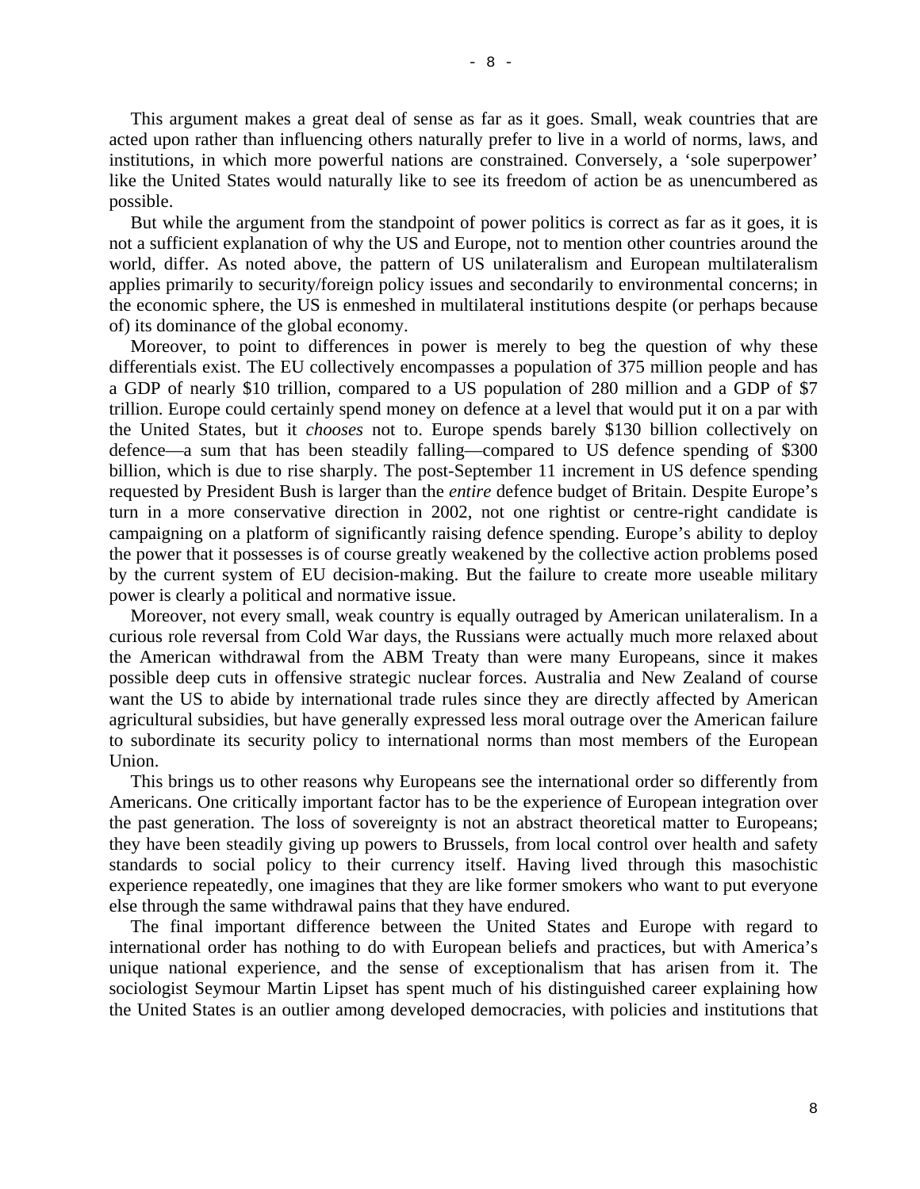This argument makes a great deal of sense as far as it goes. Small, weak countries that are acted upon rather than influencing others naturally prefer to live in a world of norms, laws, and institutions, in which more powerful nations are constrained. Conversely, a 'sole superpower' like the United States would naturally like to see its freedom of action be as unencumbered as possible.

But while the argument from the standpoint of power politics is correct as far as it goes, it is not a sufficient explanation of why the US and Europe, not to mention other countries around the world, differ. As noted above, the pattern of US unilateralism and European multilateralism applies primarily to security/foreign policy issues and secondarily to environmental concerns; in the economic sphere, the US is enmeshed in multilateral institutions despite (or perhaps because of) its dominance of the global economy.

Moreover, to point to differences in power is merely to beg the question of why these differentials exist. The EU collectively encompasses a population of 375 million people and has a GDP of nearly \$10 trillion, compared to a US population of 280 million and a GDP of \$7 trillion. Europe could certainly spend money on defence at a level that would put it on a par with the United States, but it *chooses* not to. Europe spends barely \$130 billion collectively on defence—a sum that has been steadily falling—compared to US defence spending of \$300 billion, which is due to rise sharply. The post-September 11 increment in US defence spending requested by President Bush is larger than the *entire* defence budget of Britain. Despite Europe's turn in a more conservative direction in 2002, not one rightist or centre-right candidate is campaigning on a platform of significantly raising defence spending. Europe's ability to deploy the power that it possesses is of course greatly weakened by the collective action problems posed by the current system of EU decision-making. But the failure to create more useable military power is clearly a political and normative issue.

Moreover, not every small, weak country is equally outraged by American unilateralism. In a curious role reversal from Cold War days, the Russians were actually much more relaxed about the American withdrawal from the ABM Treaty than were many Europeans, since it makes possible deep cuts in offensive strategic nuclear forces. Australia and New Zealand of course want the US to abide by international trade rules since they are directly affected by American agricultural subsidies, but have generally expressed less moral outrage over the American failure to subordinate its security policy to international norms than most members of the European Union.

This brings us to other reasons why Europeans see the international order so differently from Americans. One critically important factor has to be the experience of European integration over the past generation. The loss of sovereignty is not an abstract theoretical matter to Europeans; they have been steadily giving up powers to Brussels, from local control over health and safety standards to social policy to their currency itself. Having lived through this masochistic experience repeatedly, one imagines that they are like former smokers who want to put everyone else through the same withdrawal pains that they have endured.

The final important difference between the United States and Europe with regard to international order has nothing to do with European beliefs and practices, but with America's unique national experience, and the sense of exceptionalism that has arisen from it. The sociologist Seymour Martin Lipset has spent much of his distinguished career explaining how the United States is an outlier among developed democracies, with policies and institutions that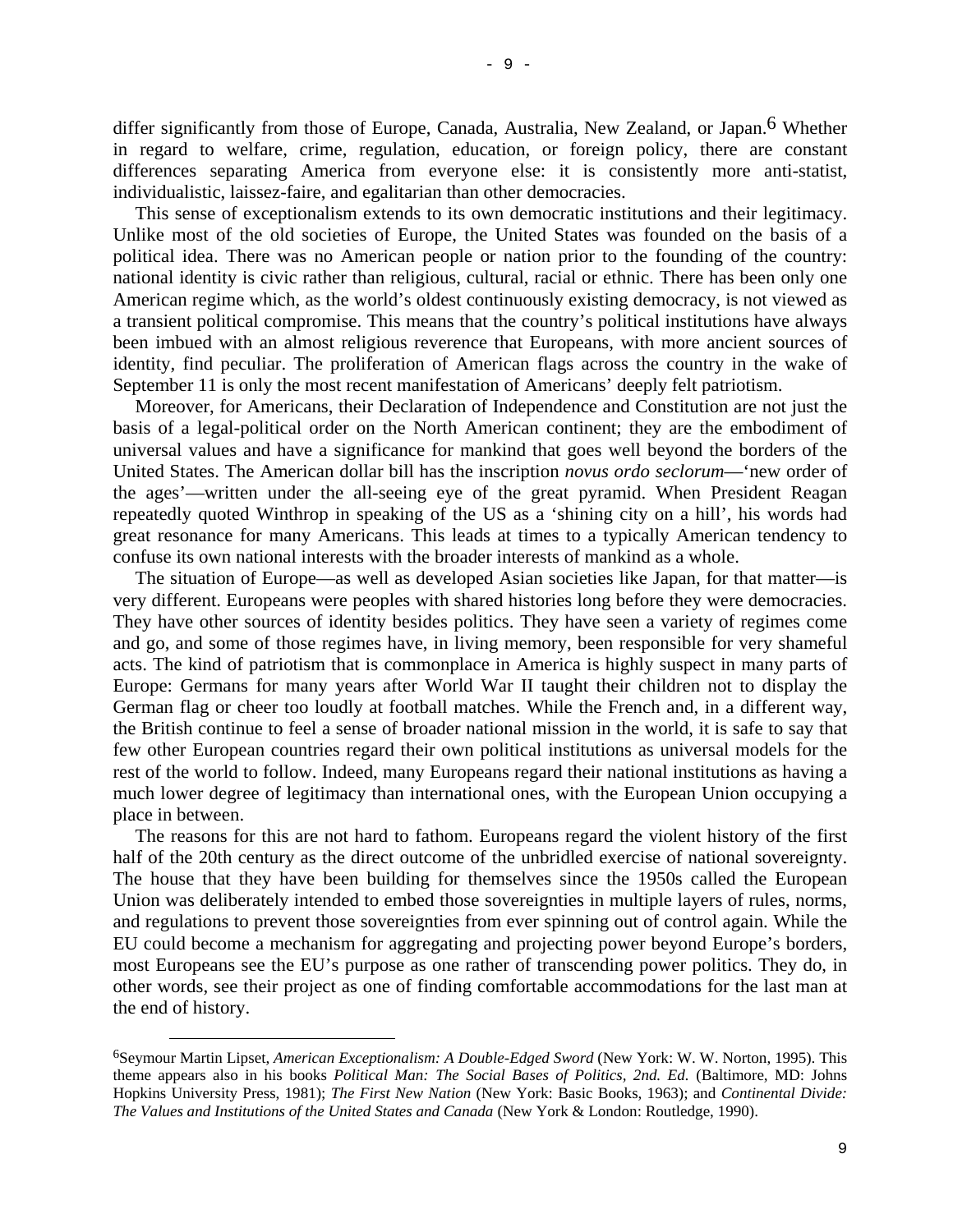differ significantly from those of Europe, Canada, Australia, New Zealand, or Japan.[6] Whether in regard to welfare, crime, regulation, education, or foreign policy, there are constant differences separating America from everyone else: it is consistently more anti-statist, individualistic, laissez-faire, and egalitarian than other democracies.

This sense of exceptionalism extends to its own democratic institutions and their legitimacy. Unlike most of the old societies of Europe, the United States was founded on the basis of a political idea. There was no American people or nation prior to the founding of the country: national identity is civic rather than religious, cultural, racial or ethnic. There has been only one American regime which, as the world's oldest continuously existing democracy, is not viewed as a transient political compromise. This means that the country's political institutions have always been imbued with an almost religious reverence that Europeans, with more ancient sources of identity, find peculiar. The proliferation of American flags across the country in the wake of September 11 is only the most recent manifestation of Americans' deeply felt patriotism.

Moreover, for Americans, their Declaration of Independence and Constitution are not just the basis of a legal-political order on the North American continent; they are the embodiment of universal values and have a significance for mankind that goes well beyond the borders of the United States. The American dollar bill has the inscription *novus ordo seclorum*—'new order of the ages'—written under the all-seeing eye of the great pyramid. When President Reagan repeatedly quoted Winthrop in speaking of the US as a 'shining city on a hill', his words had great resonance for many Americans. This leads at times to a typically American tendency to confuse its own national interests with the broader interests of mankind as a whole.

The situation of Europe—as well as developed Asian societies like Japan, for that matter—is very different. Europeans were peoples with shared histories long before they were democracies. They have other sources of identity besides politics. They have seen a variety of regimes come and go, and some of those regimes have, in living memory, been responsible for very shameful acts. The kind of patriotism that is commonplace in America is highly suspect in many parts of Europe: Germans for many years after World War II taught their children not to display the German flag or cheer too loudly at football matches. While the French and, in a different way, the British continue to feel a sense of broader national mission in the world, it is safe to say that few other European countries regard their own political institutions as universal models for the rest of the world to follow. Indeed, many Europeans regard their national institutions as having a much lower degree of legitimacy than international ones, with the European Union occupying a place in between.

The reasons for this are not hard to fathom. Europeans regard the violent history of the first half of the 20th century as the direct outcome of the unbridled exercise of national sovereignty. The house that they have been building for themselves since the 1950s called the European Union was deliberately intended to embed those sovereignties in multiple layers of rules, norms, and regulations to prevent those sovereignties from ever spinning out of control again. While the EU could become a mechanism for aggregating and projecting power beyond Europe's borders, most Europeans see the EU's purpose as one rather of transcending power politics. They do, in other words, see their project as one of finding comfortable accommodations for the last man at the end of history.

---

[6]Seymour Martin Lipset, *American Exceptionalism: A Double-Edged Sword* (New York: W. W. Norton, 1995). This theme appears also in his books *Political Man: The Social Bases of Politics, 2nd. Ed.* (Baltimore, MD: Johns Hopkins University Press, 1981); *The First New Nation* (New York: Basic Books, 1963); and *Continental Divide: The Values and Institutions of the United States and Canada* (New York & London: Routledge, 1990).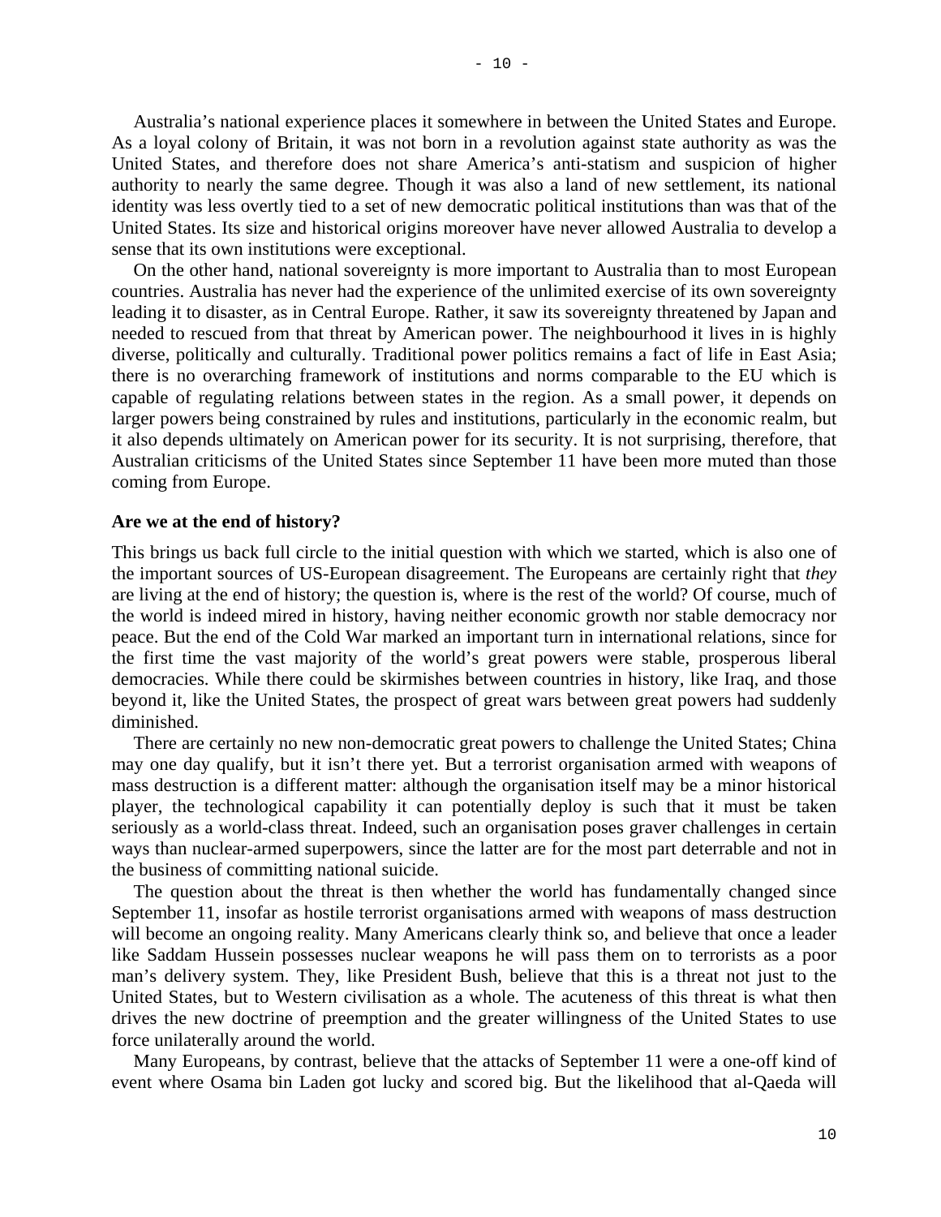Australia's national experience places it somewhere in between the United States and Europe. As a loyal colony of Britain, it was not born in a revolution against state authority as was the United States, and therefore does not share America's anti-statism and suspicion of higher authority to nearly the same degree. Though it was also a land of new settlement, its national identity was less overtly tied to a set of new democratic political institutions than was that of the United States. Its size and historical origins moreover have never allowed Australia to develop a sense that its own institutions were exceptional.

On the other hand, national sovereignty is more important to Australia than to most European countries. Australia has never had the experience of the unlimited exercise of its own sovereignty leading it to disaster, as in Central Europe. Rather, it saw its sovereignty threatened by Japan and needed to rescued from that threat by American power. The neighbourhood it lives in is highly diverse, politically and culturally. Traditional power politics remains a fact of life in East Asia; there is no overarching framework of institutions and norms comparable to the EU which is capable of regulating relations between states in the region. As a small power, it depends on larger powers being constrained by rules and institutions, particularly in the economic realm, but it also depends ultimately on American power for its security. It is not surprising, therefore, that Australian criticisms of the United States since September 11 have been more muted than those coming from Europe.

**Are we at the end of history?**

This brings us back full circle to the initial question with which we started, which is also one of the important sources of US-European disagreement. The Europeans are certainly right that *they* are living at the end of history; the question is, where is the rest of the world? Of course, much of the world is indeed mired in history, having neither economic growth nor stable democracy nor peace. But the end of the Cold War marked an important turn in international relations, since for the first time the vast majority of the world's great powers were stable, prosperous liberal democracies. While there could be skirmishes between countries in history, like Iraq, and those beyond it, like the United States, the prospect of great wars between great powers had suddenly diminished.

There are certainly no new non-democratic great powers to challenge the United States; China may one day qualify, but it isn't there yet. But a terrorist organisation armed with weapons of mass destruction is a different matter: although the organisation itself may be a minor historical player, the technological capability it can potentially deploy is such that it must be taken seriously as a world-class threat. Indeed, such an organisation poses graver challenges in certain ways than nuclear-armed superpowers, since the latter are for the most part deterrable and not in the business of committing national suicide.

The question about the threat is then whether the world has fundamentally changed since September 11, insofar as hostile terrorist organisations armed with weapons of mass destruction will become an ongoing reality. Many Americans clearly think so, and believe that once a leader like Saddam Hussein possesses nuclear weapons he will pass them on to terrorists as a poor man's delivery system. They, like President Bush, believe that this is a threat not just to the United States, but to Western civilisation as a whole. The acuteness of this threat is what then drives the new doctrine of preemption and the greater willingness of the United States to use force unilaterally around the world.

Many Europeans, by contrast, believe that the attacks of September 11 were a one-off kind of event where Osama bin Laden got lucky and scored big. But the likelihood that al-Qaeda will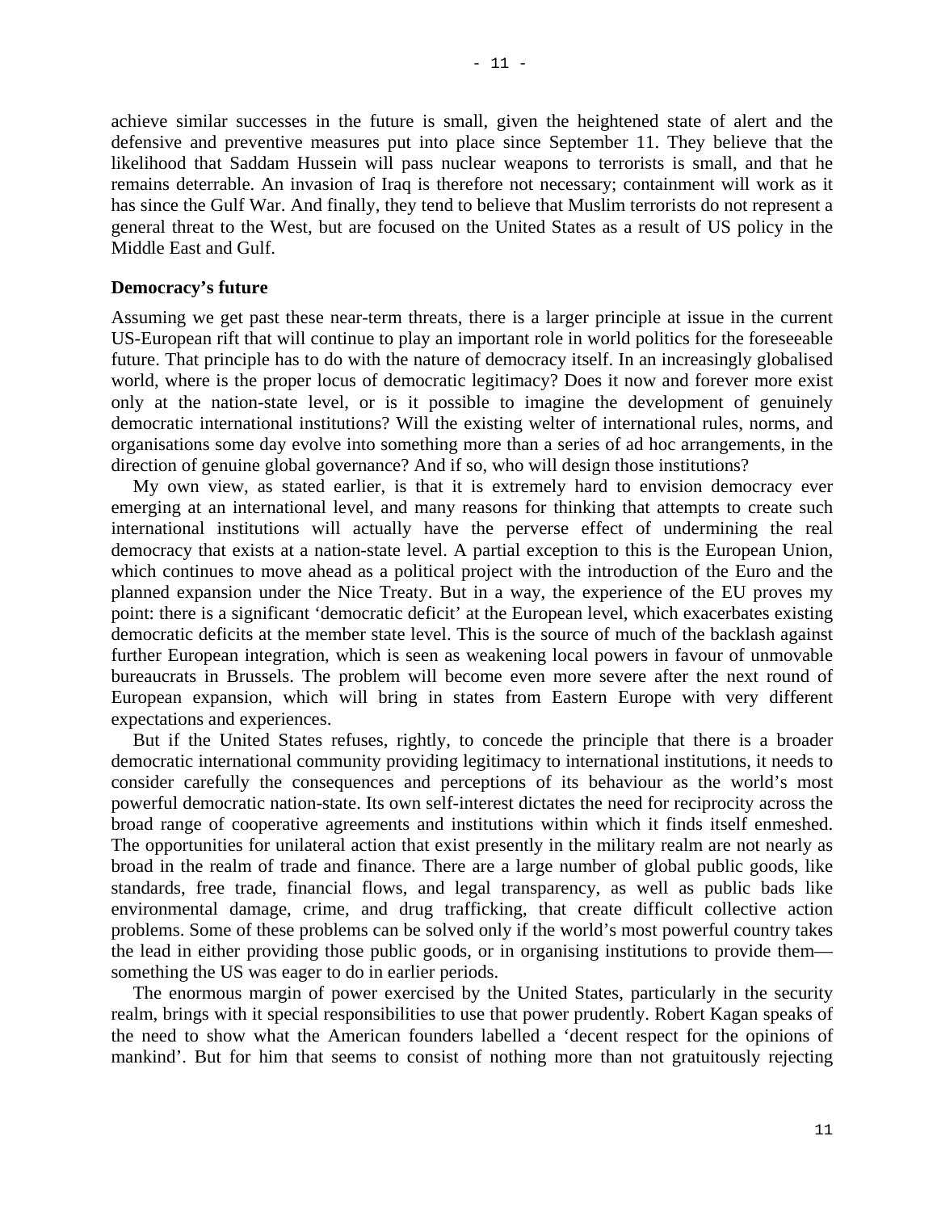achieve similar successes in the future is small, given the heightened state of alert and the defensive and preventive measures put into place since September 11. They believe that the likelihood that Saddam Hussein will pass nuclear weapons to terrorists is small, and that he remains deterrable. An invasion of Iraq is therefore not necessary; containment will work as it has since the Gulf War. And finally, they tend to believe that Muslim terrorists do not represent a general threat to the West, but are focused on the United States as a result of US policy in the Middle East and Gulf.

**Democracy's future**

Assuming we get past these near-term threats, there is a larger principle at issue in the current US-European rift that will continue to play an important role in world politics for the foreseeable future. That principle has to do with the nature of democracy itself. In an increasingly globalised world, where is the proper locus of democratic legitimacy? Does it now and forever more exist only at the nation-state level, or is it possible to imagine the development of genuinely democratic international institutions? Will the existing welter of international rules, norms, and organisations some day evolve into something more than a series of ad hoc arrangements, in the direction of genuine global governance? And if so, who will design those institutions?

My own view, as stated earlier, is that it is extremely hard to envision democracy ever emerging at an international level, and many reasons for thinking that attempts to create such international institutions will actually have the perverse effect of undermining the real democracy that exists at a nation-state level. A partial exception to this is the European Union, which continues to move ahead as a political project with the introduction of the Euro and the planned expansion under the Nice Treaty. But in a way, the experience of the EU proves my point: there is a significant 'democratic deficit' at the European level, which exacerbates existing democratic deficits at the member state level. This is the source of much of the backlash against further European integration, which is seen as weakening local powers in favour of unmovable bureaucrats in Brussels. The problem will become even more severe after the next round of European expansion, which will bring in states from Eastern Europe with very different expectations and experiences.

But if the United States refuses, rightly, to concede the principle that there is a broader democratic international community providing legitimacy to international institutions, it needs to consider carefully the consequences and perceptions of its behaviour as the world's most powerful democratic nation-state. Its own self-interest dictates the need for reciprocity across the broad range of cooperative agreements and institutions within which it finds itself enmeshed. The opportunities for unilateral action that exist presently in the military realm are not nearly as broad in the realm of trade and finance. There are a large number of global public goods, like standards, free trade, financial flows, and legal transparency, as well as public bads like environmental damage, crime, and drug trafficking, that create difficult collective action problems. Some of these problems can be solved only if the world's most powerful country takes the lead in either providing those public goods, or in organising institutions to provide them—something the US was eager to do in earlier periods.

The enormous margin of power exercised by the United States, particularly in the security realm, brings with it special responsibilities to use that power prudently. Robert Kagan speaks of the need to show what the American founders labelled a 'decent respect for the opinions of mankind'. But for him that seems to consist of nothing more than not gratuitously rejecting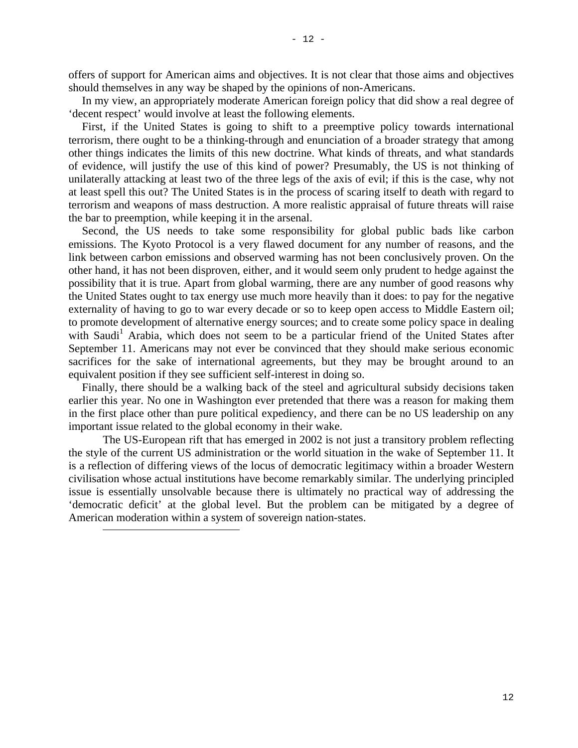offers of support for American aims and objectives. It is not clear that those aims and objectives should themselves in any way be shaped by the opinions of non-Americans.

In my view, an appropriately moderate American foreign policy that did show a real degree of 'decent respect' would involve at least the following elements.

First, if the United States is going to shift to a preemptive policy towards international terrorism, there ought to be a thinking-through and enunciation of a broader strategy that among other things indicates the limits of this new doctrine. What kinds of threats, and what standards of evidence, will justify the use of this kind of power? Presumably, the US is not thinking of unilaterally attacking at least two of the three legs of the axis of evil; if this is the case, why not at least spell this out? The United States is in the process of scaring itself to death with regard to terrorism and weapons of mass destruction. A more realistic appraisal of future threats will raise the bar to preemption, while keeping it in the arsenal.

Second, the US needs to take some responsibility for global public bads like carbon emissions. The Kyoto Protocol is a very flawed document for any number of reasons, and the link between carbon emissions and observed warming has not been conclusively proven. On the other hand, it has not been disproven, either, and it would seem only prudent to hedge against the possibility that it is true. Apart from global warming, there are any number of good reasons why the United States ought to tax energy use much more heavily than it does: to pay for the negative externality of having to go to war every decade or so to keep open access to Middle Eastern oil; to promote development of alternative energy sources; and to create some policy space in dealing with Saudi[1] Arabia, which does not seem to be a particular friend of the United States after September 11. Americans may not ever be convinced that they should make serious economic sacrifices for the sake of international agreements, but they may be brought around to an equivalent position if they see sufficient self-interest in doing so.

Finally, there should be a walking back of the steel and agricultural subsidy decisions taken earlier this year. No one in Washington ever pretended that there was a reason for making them in the first place other than pure political expediency, and there can be no US leadership on any important issue related to the global economy in their wake.

The US-European rift that has emerged in 2002 is not just a transitory problem reflecting the style of the current US administration or the world situation in the wake of September 11. It is a reflection of differing views of the locus of democratic legitimacy within a broader Western civilisation whose actual institutions have become remarkably similar. The underlying principled issue is essentially unsolvable because there is ultimately no practical way of addressing the 'democratic deficit' at the global level. But the problem can be mitigated by a degree of American moderation within a system of sovereign nation-states.